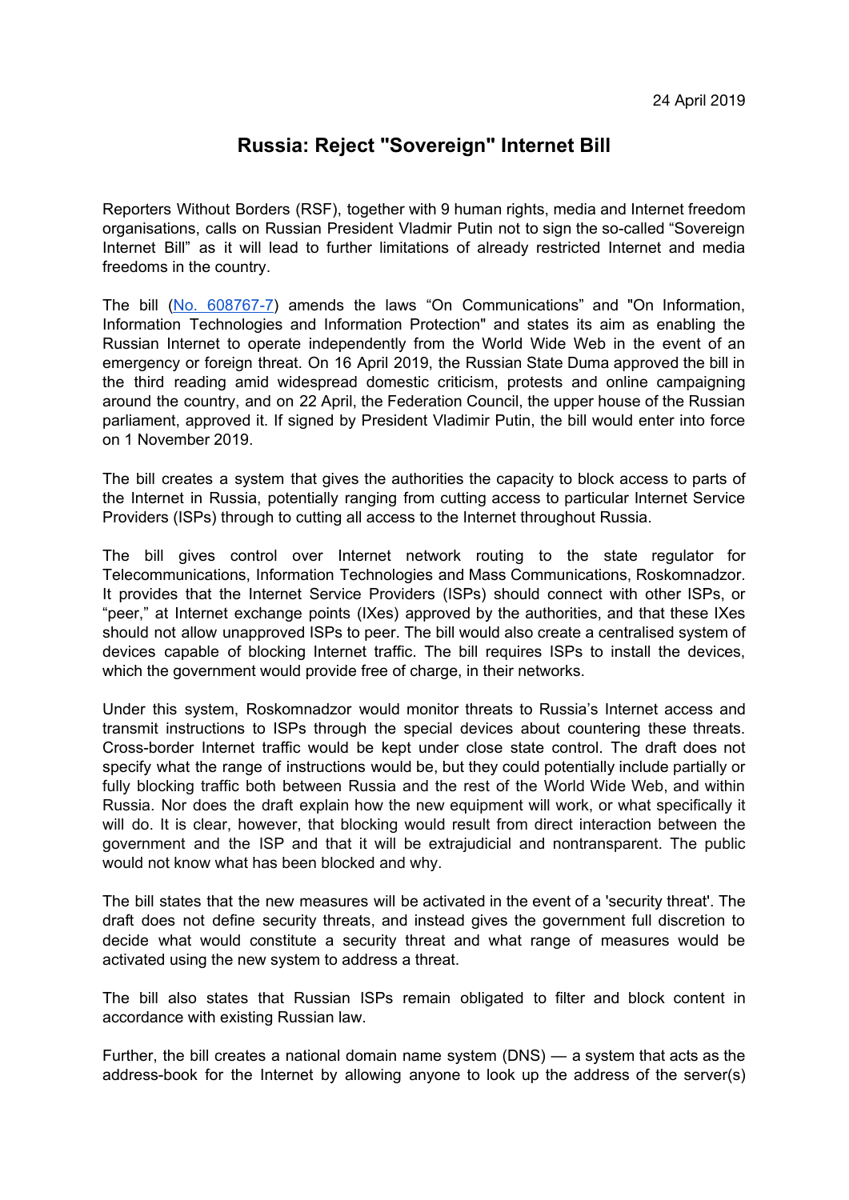24 April 2019

# Russia: Reject "Sovereign" Internet Bill

Reporters Without Borders (RSF), together with 9 human rights, media and Internet freedom organisations, calls on Russian President Vladmir Putin not to sign the so-called "Sovereign Internet Bill" as it will lead to further limitations of already restricted Internet and media freedoms in the country.

The bill (No. 608767-7) amends the laws "On Communications" and "On Information, Information Technologies and Information Protection" and states its aim as enabling the Russian Internet to operate independently from the World Wide Web in the event of an emergency or foreign threat. On 16 April 2019, the Russian State Duma approved the bill in the third reading amid widespread domestic criticism, protests and online campaigning around the country, and on 22 April, the Federation Council, the upper house of the Russian parliament, approved it. If signed by President Vladimir Putin, the bill would enter into force on 1 November 2019.

The bill creates a system that gives the authorities the capacity to block access to parts of the Internet in Russia, potentially ranging from cutting access to particular Internet Service Providers (ISPs) through to cutting all access to the Internet throughout Russia.

The bill gives control over Internet network routing to the state regulator for Telecommunications, Information Technologies and Mass Communications, Roskomnadzor. It provides that the Internet Service Providers (ISPs) should connect with other ISPs, or "peer," at Internet exchange points (IXes) approved by the authorities, and that these IXes should not allow unapproved ISPs to peer. The bill would also create a centralised system of devices capable of blocking Internet traffic. The bill requires ISPs to install the devices, which the government would provide free of charge, in their networks.

Under this system, Roskomnadzor would monitor threats to Russia's Internet access and transmit instructions to ISPs through the special devices about countering these threats. Cross-border Internet traffic would be kept under close state control. The draft does not specify what the range of instructions would be, but they could potentially include partially or fully blocking traffic both between Russia and the rest of the World Wide Web, and within Russia. Nor does the draft explain how the new equipment will work, or what specifically it will do. It is clear, however, that blocking would result from direct interaction between the government and the ISP and that it will be extrajudicial and nontransparent. The public would not know what has been blocked and why.

The bill states that the new measures will be activated in the event of a 'security threat'. The draft does not define security threats, and instead gives the government full discretion to decide what would constitute a security threat and what range of measures would be activated using the new system to address a threat.

The bill also states that Russian ISPs remain obligated to filter and block content in accordance with existing Russian law.

Further, the bill creates a national domain name system (DNS) — a system that acts as the address-book for the Internet by allowing anyone to look up the address of the server(s)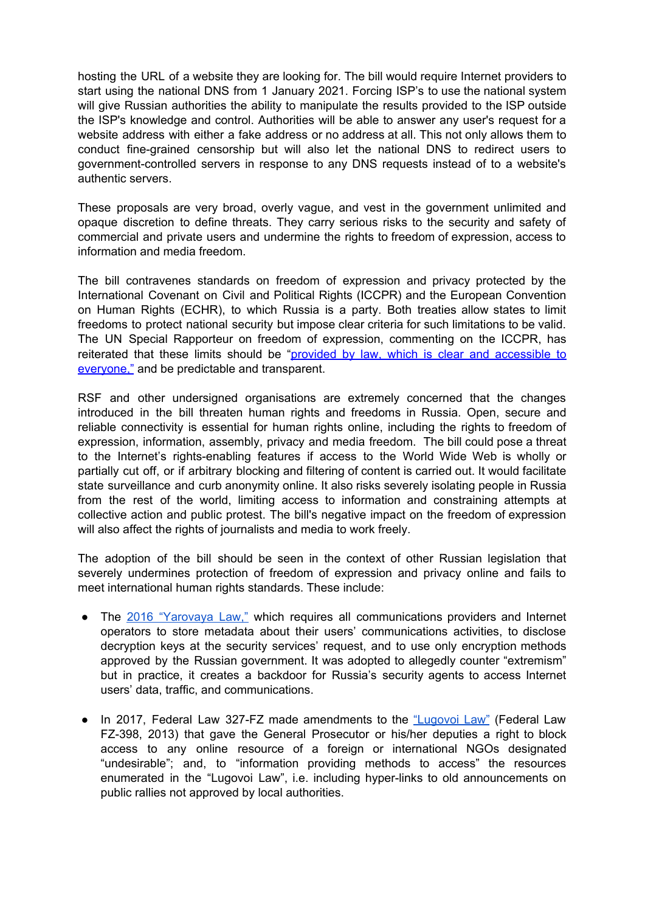hosting the URL of a website they are looking for. The bill would require Internet providers to start using the national DNS from 1 January 2021. Forcing ISP's to use the national system will give Russian authorities the ability to manipulate the results provided to the ISP outside the ISP's knowledge and control. Authorities will be able to answer any user's request for a website address with either a fake address or no address at all. This not only allows them to conduct fine-grained censorship but will also let the national DNS to redirect users to government-controlled servers in response to any DNS requests instead of to a website's authentic servers.

These proposals are very broad, overly vague, and vest in the government unlimited and opaque discretion to define threats. They carry serious risks to the security and safety of commercial and private users and undermine the rights to freedom of expression, access to information and media freedom.

The bill contravenes standards on freedom of expression and privacy protected by the International Covenant on Civil and Political Rights (ICCPR) and the European Convention on Human Rights (ECHR), to which Russia is a party. Both treaties allow states to limit freedoms to protect national security but impose clear criteria for such limitations to be valid. The UN Special Rapporteur on freedom of expression, commenting on the ICCPR, has reiterated that these limits should be "provided by law, which is clear and accessible to everyone," and be predictable and transparent.

RSF and other undersigned organisations are extremely concerned that the changes introduced in the bill threaten human rights and freedoms in Russia. Open, secure and reliable connectivity is essential for human rights online, including the rights to freedom of expression, information, assembly, privacy and media freedom. The bill could pose a threat to the Internet's rights-enabling features if access to the World Wide Web is wholly or partially cut off, or if arbitrary blocking and filtering of content is carried out. It would facilitate state surveillance and curb anonymity online. It also risks severely isolating people in Russia from the rest of the world, limiting access to information and constraining attempts at collective action and public protest. The bill's negative impact on the freedom of expression will also affect the rights of journalists and media to work freely.

The adoption of the bill should be seen in the context of other Russian legislation that severely undermines protection of freedom of expression and privacy online and fails to meet international human rights standards. These include:

- The 2016 "Yarovaya Law," which requires all communications providers and Internet operators to store metadata about their users' communications activities, to disclose decryption keys at the security services' request, and to use only encryption methods approved by the Russian government. It was adopted to allegedly counter "extremism" but in practice, it creates a backdoor for Russia's security agents to access Internet users' data, traffic, and communications.

- In 2017, Federal Law 327-FZ made amendments to the "Lugovoi Law" (Federal Law FZ-398, 2013) that gave the General Prosecutor or his/her deputies a right to block access to any online resource of a foreign or international NGOs designated "undesirable"; and, to "information providing methods to access" the resources enumerated in the "Lugovoi Law", i.e. including hyper-links to old announcements on public rallies not approved by local authorities.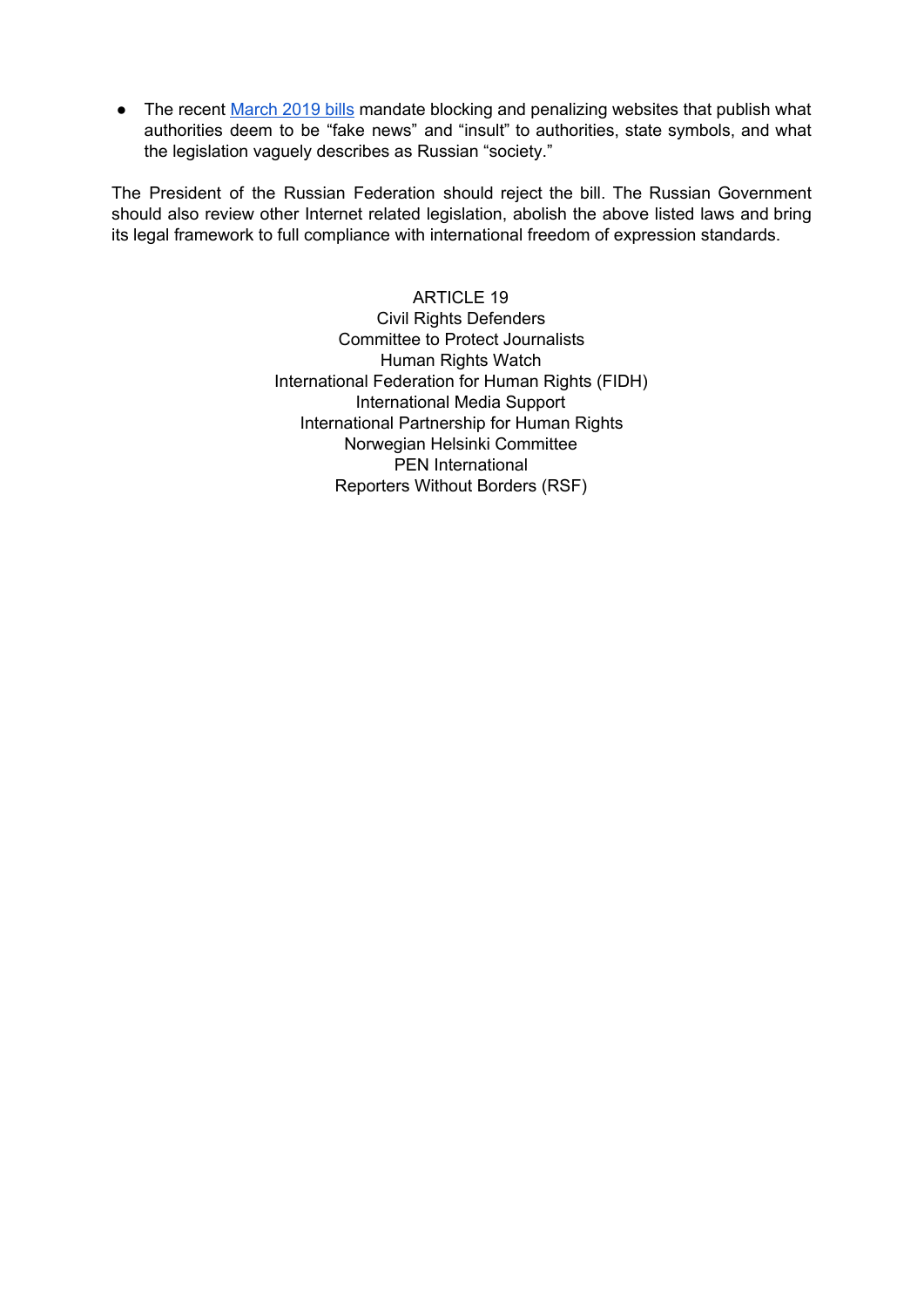- The recent [March 2019 bills] mandate blocking and penalizing websites that publish what authorities deem to be "fake news" and "insult" to authorities, state symbols, and what the legislation vaguely describes as Russian "society."

The President of the Russian Federation should reject the bill. The Russian Government should also review other Internet related legislation, abolish the above listed laws and bring its legal framework to full compliance with international freedom of expression standards.

ARTICLE 19
Civil Rights Defenders
Committee to Protect Journalists
Human Rights Watch
International Federation for Human Rights (FIDH)
International Media Support
International Partnership for Human Rights
Norwegian Helsinki Committee
PEN International
Reporters Without Borders (RSF)